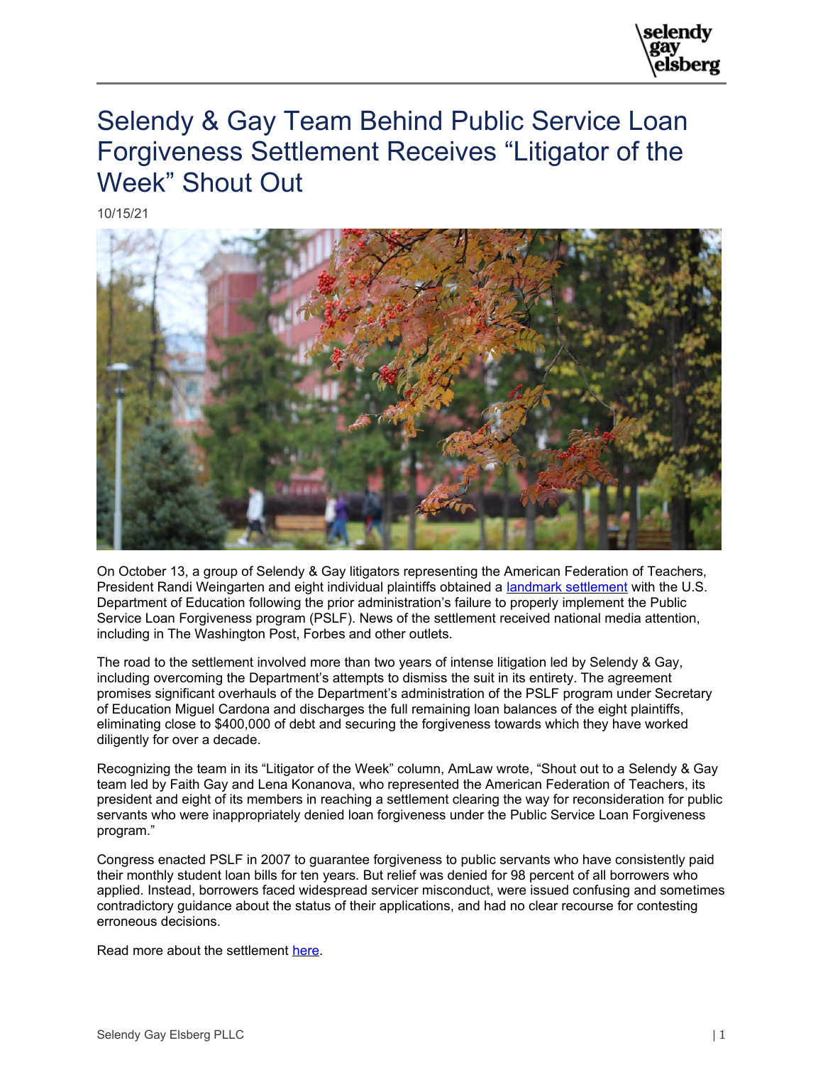# Selendy & Gay Team Behind Public Service Loan Forgiveness Settlement Receives "Litigator of the Week" Shout Out

10/15/21

On October 13, a group of Selendy & Gay litigators representing the American Federation of Teachers, President Randi Weingarten and eight individual plaintiffs obtained a landmark settlement with the U.S. Department of Education following the prior administration's failure to properly implement the Public Service Loan Forgiveness program (PSLF). News of the settlement received national media attention, including in The Washington Post, Forbes and other outlets.

The road to the settlement involved more than two years of intense litigation led by Selendy & Gay, including overcoming the Department's attempts to dismiss the suit in its entirety. The agreement promises significant overhauls of the Department's administration of the PSLF program under Secretary of Education Miguel Cardona and discharges the full remaining loan balances of the eight plaintiffs, eliminating close to $400,000 of debt and securing the forgiveness towards which they have worked diligently for over a decade.

Recognizing the team in its "Litigator of the Week" column, AmLaw wrote, "Shout out to a Selendy & Gay team led by Faith Gay and Lena Konanova, who represented the American Federation of Teachers, its president and eight of its members in reaching a settlement clearing the way for reconsideration for public servants who were inappropriately denied loan forgiveness under the Public Service Loan Forgiveness program."

Congress enacted PSLF in 2007 to guarantee forgiveness to public servants who have consistently paid their monthly student loan bills for ten years. But relief was denied for 98 percent of all borrowers who applied. Instead, borrowers faced widespread servicer misconduct, were issued confusing and sometimes contradictory guidance about the status of their applications, and had no clear recourse for contesting erroneous decisions.

Read more about the settlement here.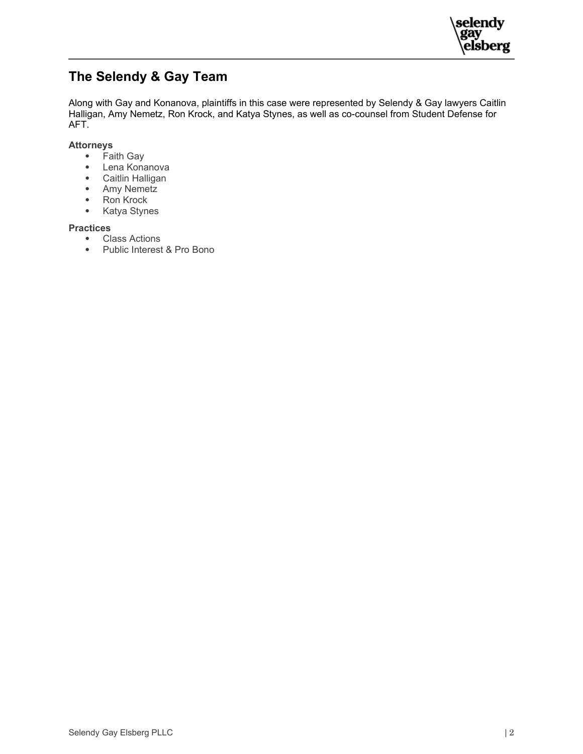## The Selendy & Gay Team

Along with Gay and Konanova, plaintiffs in this case were represented by Selendy & Gay lawyers Caitlin Halligan, Amy Nemetz, Ron Krock, and Katya Stynes, as well as co-counsel from Student Defense for AFT.

**Attorneys**

- Faith Gay
- Lena Konanova
- Caitlin Halligan
- Amy Nemetz
- Ron Krock
- Katya Stynes

**Practices**

- Class Actions
- Public Interest & Pro Bono